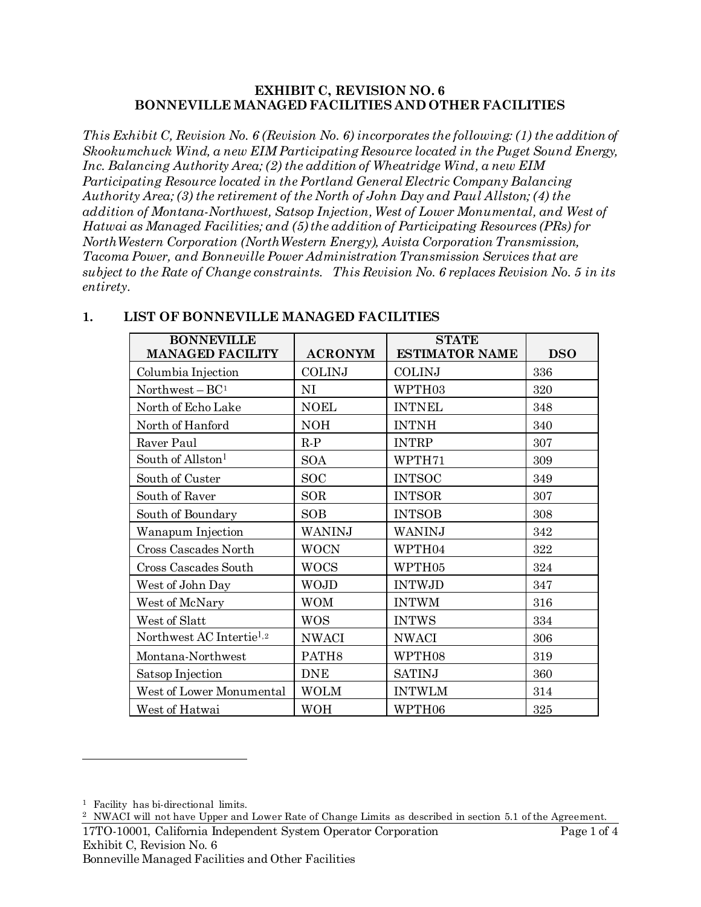# EXHIBIT C, REVISION NO. 6
# BONNEVILLE MANAGED FACILITIES AND OTHER FACILITIES

*This Exhibit C, Revision No. 6 (Revision No. 6) incorporates the following: (1) the addition of Skookumchuck Wind, a new EIM Participating Resource located in the Puget Sound Energy, Inc. Balancing Authority Area; (2) the addition of Wheatridge Wind, a new EIM Participating Resource located in the Portland General Electric Company Balancing Authority Area; (3) the retirement of the North of John Day and Paul Allston; (4) the addition of Montana-Northwest, Satsop Injection, West of Lower Monumental, and West of Hatwai as Managed Facilities; and (5) the addition of Participating Resources (PRs) for NorthWestern Corporation (NorthWestern Energy), Avista Corporation Transmission, Tacoma Power, and Bonneville Power Administration Transmission Services that are subject to the Rate of Change constraints. This Revision No. 6 replaces Revision No. 5 in its entirety.*

## 1. LIST OF BONNEVILLE MANAGED FACILITIES

| BONNEVILLE MANAGED FACILITY | ACRONYM | STATE ESTIMATOR NAME | DSO |
|---|---|---|---|
| Columbia Injection | COLINJ | COLINJ | 336 |
| Northwest – BC[1] | NI | WPTH03 | 320 |
| North of Echo Lake | NOEL | INTNEL | 348 |
| North of Hanford | NOH | INTNH | 340 |
| Raver Paul | R-P | INTRP | 307 |
| South of Allston[1] | SOA | WPTH71 | 309 |
| South of Custer | SOC | INTSOC | 349 |
| South of Raver | SOR | INTSOR | 307 |
| South of Boundary | SOB | INTSOB | 308 |
| Wanapum Injection | WANINJ | WANINJ | 342 |
| Cross Cascades North | WOCN | WPTH04 | 322 |
| Cross Cascades South | WOCS | WPTH05 | 324 |
| West of John Day | WOJD | INTWJD | 347 |
| West of McNary | WOM | INTWM | 316 |
| West of Slatt | WOS | INTWS | 334 |
| Northwest AC Intertie[1,2] | NWACI | NWACI | 306 |
| Montana-Northwest | PATH8 | WPTH08 | 319 |
| Satsop Injection | DNE | SATINJ | 360 |
| West of Lower Monumental | WOLM | INTWLM | 314 |
| West of Hatwai | WOH | WPTH06 | 325 |

---

[1] Facility has bi-directional limits.

[2] NWACI will not have Upper and Lower Rate of Change Limits as described in section 5.1 of the Agreement.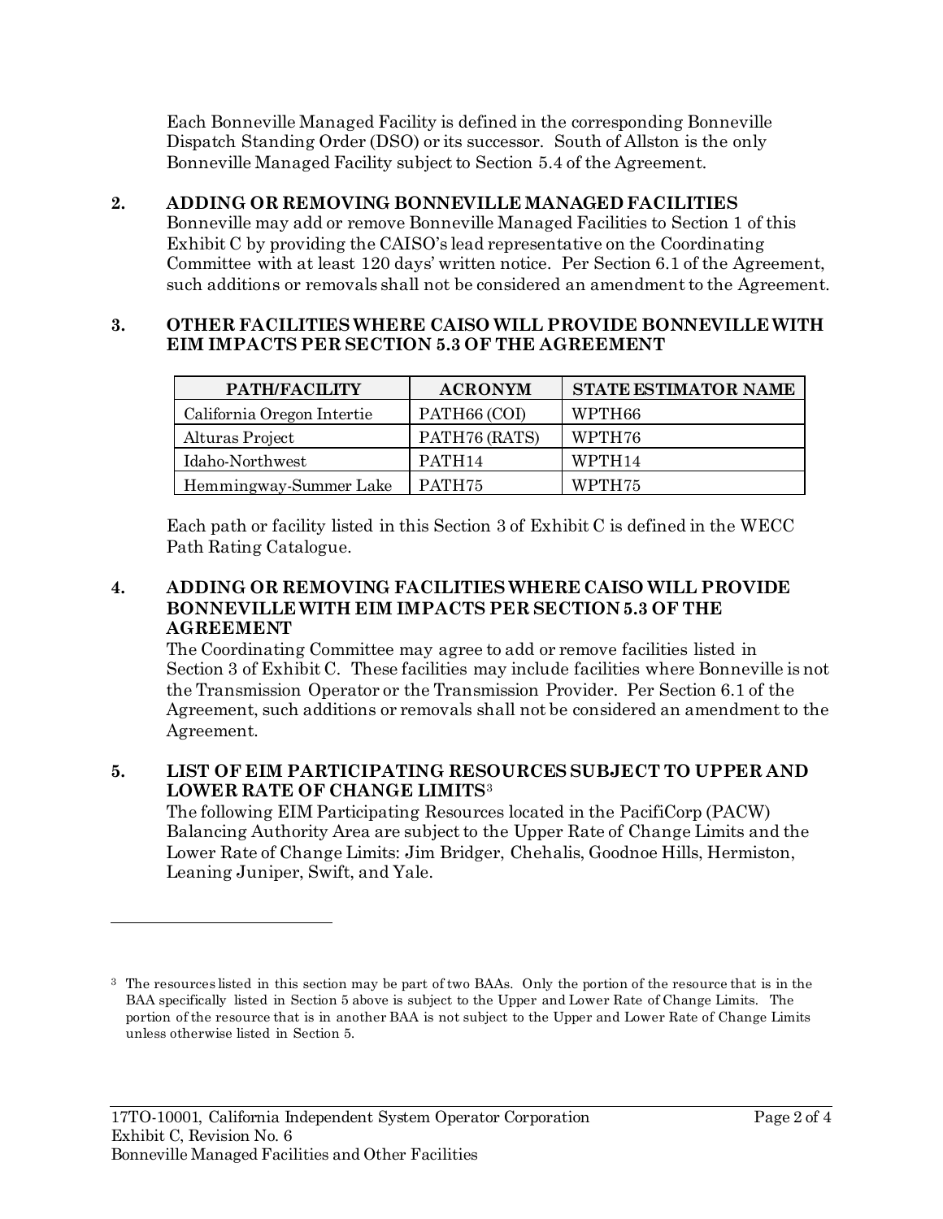Each Bonneville Managed Facility is defined in the corresponding Bonneville Dispatch Standing Order (DSO) or its successor. South of Allston is the only Bonneville Managed Facility subject to Section 5.4 of the Agreement.

## 2. ADDING OR REMOVING BONNEVILLE MANAGED FACILITIES

Bonneville may add or remove Bonneville Managed Facilities to Section 1 of this Exhibit C by providing the CAISO's lead representative on the Coordinating Committee with at least 120 days' written notice. Per Section 6.1 of the Agreement, such additions or removals shall not be considered an amendment to the Agreement.

## 3. OTHER FACILITIES WHERE CAISO WILL PROVIDE BONNEVILLE WITH EIM IMPACTS PER SECTION 5.3 OF THE AGREEMENT

| PATH/FACILITY | ACRONYM | STATE ESTIMATOR NAME |
|---|---|---|
| California Oregon Intertie | PATH66 (COI) | WPTH66 |
| Alturas Project | PATH76 (RATS) | WPTH76 |
| Idaho-Northwest | PATH14 | WPTH14 |
| Hemmingway-Summer Lake | PATH75 | WPTH75 |

Each path or facility listed in this Section 3 of Exhibit C is defined in the WECC Path Rating Catalogue.

## 4. ADDING OR REMOVING FACILITIES WHERE CAISO WILL PROVIDE BONNEVILLE WITH EIM IMPACTS PER SECTION 5.3 OF THE AGREEMENT

The Coordinating Committee may agree to add or remove facilities listed in Section 3 of Exhibit C. These facilities may include facilities where Bonneville is not the Transmission Operator or the Transmission Provider. Per Section 6.1 of the Agreement, such additions or removals shall not be considered an amendment to the Agreement.

## 5. LIST OF EIM PARTICIPATING RESOURCES SUBJECT TO UPPER AND LOWER RATE OF CHANGE LIMITS[3]

The following EIM Participating Resources located in the PacifiCorp (PACW) Balancing Authority Area are subject to the Upper Rate of Change Limits and the Lower Rate of Change Limits: Jim Bridger, Chehalis, Goodnoe Hills, Hermiston, Leaning Juniper, Swift, and Yale.

---

[3] The resources listed in this section may be part of two BAAs. Only the portion of the resource that is in the BAA specifically listed in Section 5 above is subject to the Upper and Lower Rate of Change Limits. The portion of the resource that is in another BAA is not subject to the Upper and Lower Rate of Change Limits unless otherwise listed in Section 5.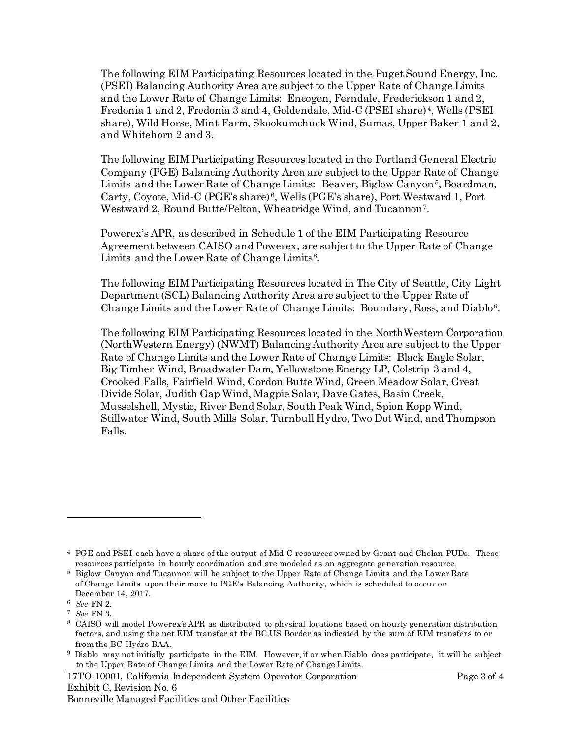The following EIM Participating Resources located in the Puget Sound Energy, Inc. (PSEI) Balancing Authority Area are subject to the Upper Rate of Change Limits and the Lower Rate of Change Limits: Encogen, Ferndale, Frederickson 1 and 2, Fredonia 1 and 2, Fredonia 3 and 4, Goldendale, Mid-C (PSEI share)[4], Wells (PSEI share), Wild Horse, Mint Farm, Skookumchuck Wind, Sumas, Upper Baker 1 and 2, and Whitehorn 2 and 3.

The following EIM Participating Resources located in the Portland General Electric Company (PGE) Balancing Authority Area are subject to the Upper Rate of Change Limits and the Lower Rate of Change Limits: Beaver, Biglow Canyon[5], Boardman, Carty, Coyote, Mid-C (PGE's share)[6], Wells (PGE's share), Port Westward 1, Port Westward 2, Round Butte/Pelton, Wheatridge Wind, and Tucannon[7].

Powerex's APR, as described in Schedule 1 of the EIM Participating Resource Agreement between CAISO and Powerex, are subject to the Upper Rate of Change Limits and the Lower Rate of Change Limits[8].

The following EIM Participating Resources located in The City of Seattle, City Light Department (SCL) Balancing Authority Area are subject to the Upper Rate of Change Limits and the Lower Rate of Change Limits: Boundary, Ross, and Diablo[9].

The following EIM Participating Resources located in the NorthWestern Corporation (NorthWestern Energy) (NWMT) Balancing Authority Area are subject to the Upper Rate of Change Limits and the Lower Rate of Change Limits: Black Eagle Solar, Big Timber Wind, Broadwater Dam, Yellowstone Energy LP, Colstrip 3 and 4, Crooked Falls, Fairfield Wind, Gordon Butte Wind, Green Meadow Solar, Great Divide Solar, Judith Gap Wind, Magpie Solar, Dave Gates, Basin Creek, Musselshell, Mystic, River Bend Solar, South Peak Wind, Spion Kopp Wind, Stillwater Wind, South Mills Solar, Turnbull Hydro, Two Dot Wind, and Thompson Falls.

---

[4] PGE and PSEI each have a share of the output of Mid-C resources owned by Grant and Chelan PUDs. These resources participate in hourly coordination and are modeled as an aggregate generation resource.

[5] Biglow Canyon and Tucannon will be subject to the Upper Rate of Change Limits and the Lower Rate of Change Limits upon their move to PGE's Balancing Authority, which is scheduled to occur on December 14, 2017.

[6] *See* FN 2.

[7] *See* FN 3.

[8] CAISO will model Powerex's APR as distributed to physical locations based on hourly generation distribution factors, and using the net EIM transfer at the BC.US Border as indicated by the sum of EIM transfers to or from the BC Hydro BAA.

[9] Diablo may not initially participate in the EIM. However, if or when Diablo does participate, it will be subject to the Upper Rate of Change Limits and the Lower Rate of Change Limits.

17TO-10001, California Independent System Operator Corporation
Exhibit C, Revision No. 6
Bonneville Managed Facilities and Other Facilities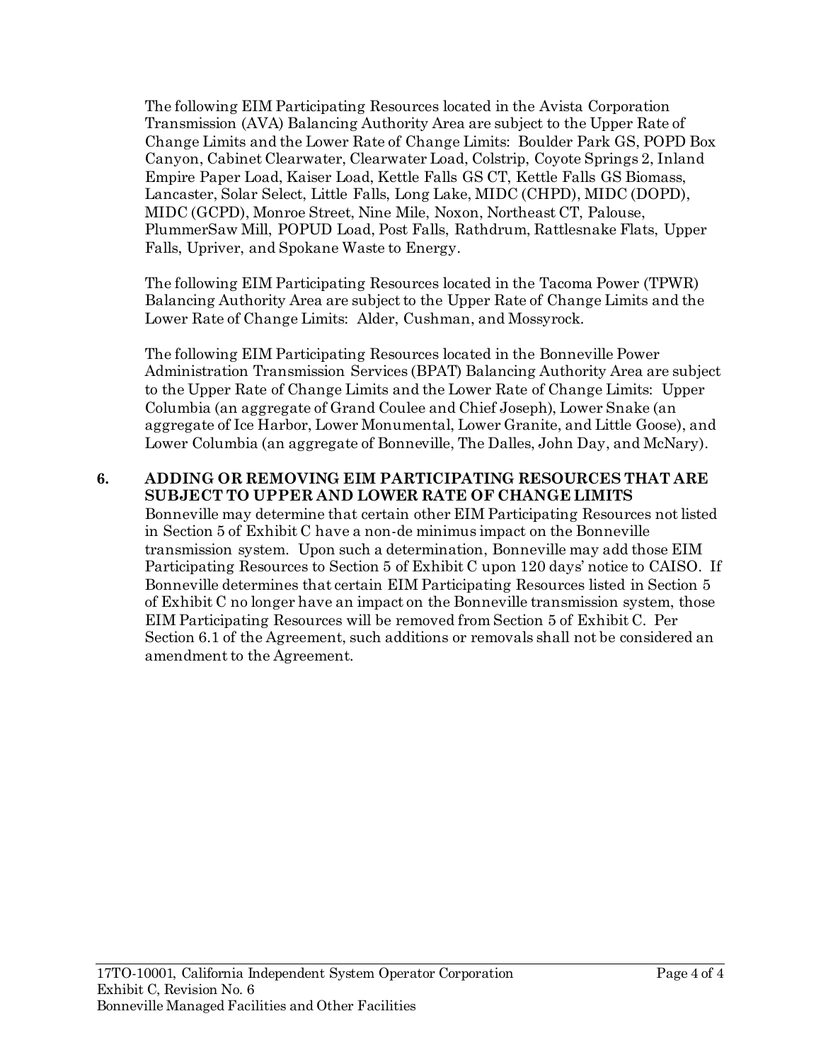The following EIM Participating Resources located in the Avista Corporation Transmission (AVA) Balancing Authority Area are subject to the Upper Rate of Change Limits and the Lower Rate of Change Limits: Boulder Park GS, POPD Box Canyon, Cabinet Clearwater, Clearwater Load, Colstrip, Coyote Springs 2, Inland Empire Paper Load, Kaiser Load, Kettle Falls GS CT, Kettle Falls GS Biomass, Lancaster, Solar Select, Little Falls, Long Lake, MIDC (CHPD), MIDC (DOPD), MIDC (GCPD), Monroe Street, Nine Mile, Noxon, Northeast CT, Palouse, PlummerSaw Mill, POPUD Load, Post Falls, Rathdrum, Rattlesnake Flats, Upper Falls, Upriver, and Spokane Waste to Energy.

The following EIM Participating Resources located in the Tacoma Power (TPWR) Balancing Authority Area are subject to the Upper Rate of Change Limits and the Lower Rate of Change Limits: Alder, Cushman, and Mossyrock.

The following EIM Participating Resources located in the Bonneville Power Administration Transmission Services (BPAT) Balancing Authority Area are subject to the Upper Rate of Change Limits and the Lower Rate of Change Limits: Upper Columbia (an aggregate of Grand Coulee and Chief Joseph), Lower Snake (an aggregate of Ice Harbor, Lower Monumental, Lower Granite, and Little Goose), and Lower Columbia (an aggregate of Bonneville, The Dalles, John Day, and McNary).

## 6. ADDING OR REMOVING EIM PARTICIPATING RESOURCES THAT ARE SUBJECT TO UPPER AND LOWER RATE OF CHANGE LIMITS

Bonneville may determine that certain other EIM Participating Resources not listed in Section 5 of Exhibit C have a non-de minimus impact on the Bonneville transmission system. Upon such a determination, Bonneville may add those EIM Participating Resources to Section 5 of Exhibit C upon 120 days' notice to CAISO. If Bonneville determines that certain EIM Participating Resources listed in Section 5 of Exhibit C no longer have an impact on the Bonneville transmission system, those EIM Participating Resources will be removed from Section 5 of Exhibit C. Per Section 6.1 of the Agreement, such additions or removals shall not be considered an amendment to the Agreement.